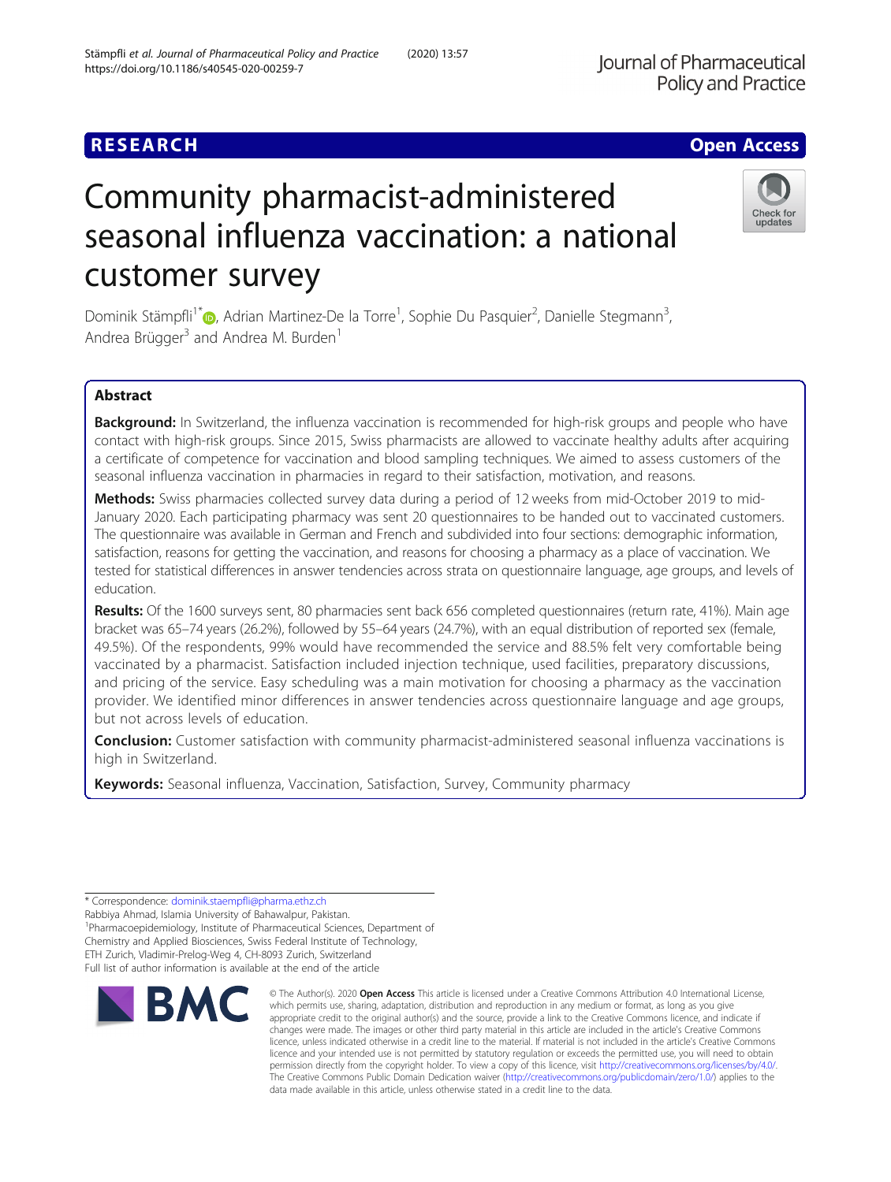RESEARCH

Open Access

# Community pharmacist-administered seasonal influenza vaccination: a national customer survey

Dominik Stämpfli[1*], Adrian Martinez-De la Torre[1], Sophie Du Pasquier[2], Danielle Stegmann[3], Andrea Brügger[3] and Andrea M. Burden[1]

## Abstract

**Background:** In Switzerland, the influenza vaccination is recommended for high-risk groups and people who have contact with high-risk groups. Since 2015, Swiss pharmacists are allowed to vaccinate healthy adults after acquiring a certificate of competence for vaccination and blood sampling techniques. We aimed to assess customers of the seasonal influenza vaccination in pharmacies in regard to their satisfaction, motivation, and reasons.

**Methods:** Swiss pharmacies collected survey data during a period of 12 weeks from mid-October 2019 to mid-January 2020. Each participating pharmacy was sent 20 questionnaires to be handed out to vaccinated customers. The questionnaire was available in German and French and subdivided into four sections: demographic information, satisfaction, reasons for getting the vaccination, and reasons for choosing a pharmacy as a place of vaccination. We tested for statistical differences in answer tendencies across strata on questionnaire language, age groups, and levels of education.

**Results:** Of the 1600 surveys sent, 80 pharmacies sent back 656 completed questionnaires (return rate, 41%). Main age bracket was 65–74 years (26.2%), followed by 55–64 years (24.7%), with an equal distribution of reported sex (female, 49.5%). Of the respondents, 99% would have recommended the service and 88.5% felt very comfortable being vaccinated by a pharmacist. Satisfaction included injection technique, used facilities, preparatory discussions, and pricing of the service. Easy scheduling was a main motivation for choosing a pharmacy as the vaccination provider. We identified minor differences in answer tendencies across questionnaire language and age groups, but not across levels of education.

**Conclusion:** Customer satisfaction with community pharmacist-administered seasonal influenza vaccinations is high in Switzerland.

**Keywords:** Seasonal influenza, Vaccination, Satisfaction, Survey, Community pharmacy

---

* Correspondence: dominik.staempfli@pharma.ethz.ch
Rabbiya Ahmad, Islamia University of Bahawalpur, Pakistan.
[1]Pharmacoepidemiology, Institute of Pharmaceutical Sciences, Department of Chemistry and Applied Biosciences, Swiss Federal Institute of Technology, ETH Zurich, Vladimir-Prelog-Weg 4, CH-8093 Zurich, Switzerland
Full list of author information is available at the end of the article

© The Author(s). 2020 **Open Access** This article is licensed under a Creative Commons Attribution 4.0 International License, which permits use, sharing, adaptation, distribution and reproduction in any medium or format, as long as you give appropriate credit to the original author(s) and the source, provide a link to the Creative Commons licence, and indicate if changes were made. The images or other third party material in this article are included in the article's Creative Commons licence, unless indicated otherwise in a credit line to the material. If material is not included in the article's Creative Commons licence and your intended use is not permitted by statutory regulation or exceeds the permitted use, you will need to obtain permission directly from the copyright holder. To view a copy of this licence, visit http://creativecommons.org/licenses/by/4.0/. The Creative Commons Public Domain Dedication waiver (http://creativecommons.org/publicdomain/zero/1.0/) applies to the data made available in this article, unless otherwise stated in a credit line to the data.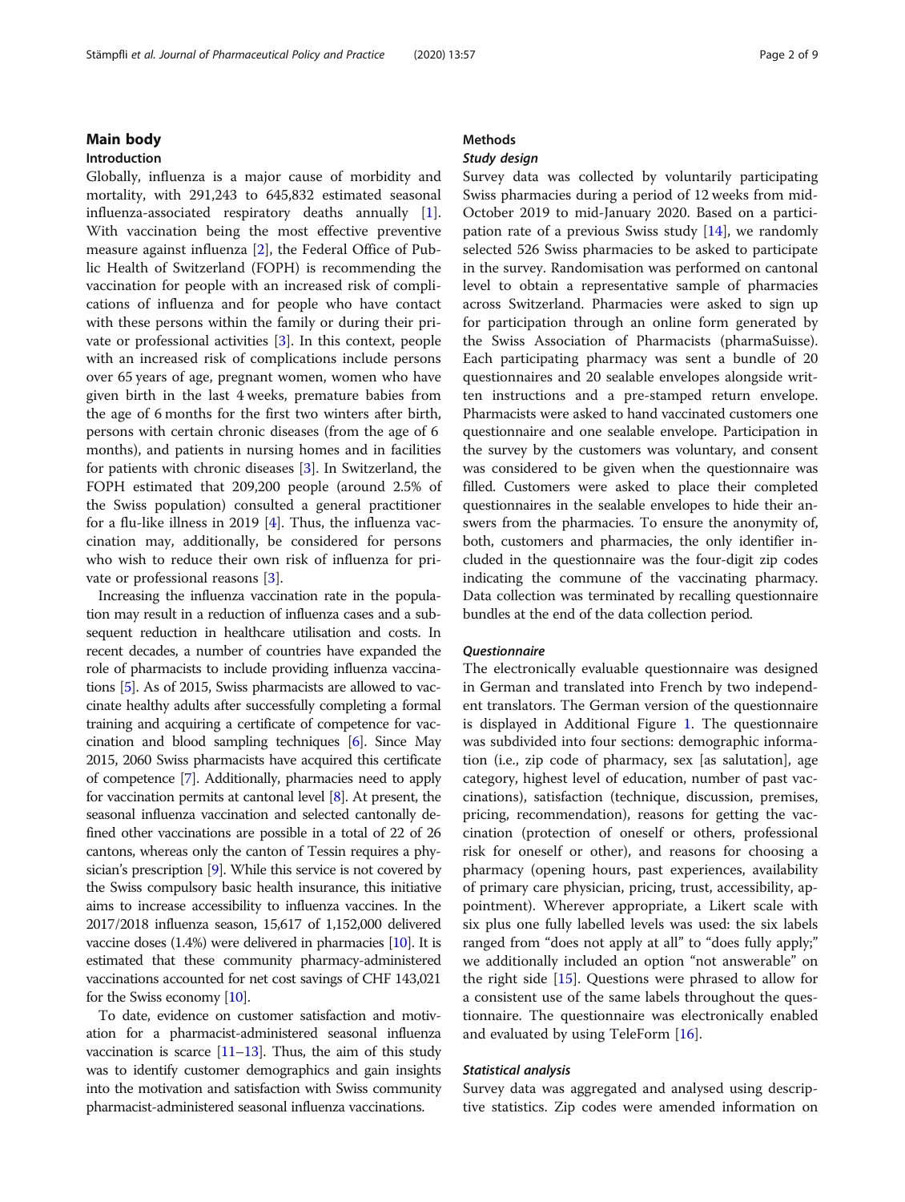## Main body

### Introduction

Globally, influenza is a major cause of morbidity and mortality, with 291,243 to 645,832 estimated seasonal influenza-associated respiratory deaths annually [1]. With vaccination being the most effective preventive measure against influenza [2], the Federal Office of Public Health of Switzerland (FOPH) is recommending the vaccination for people with an increased risk of complications of influenza and for people who have contact with these persons within the family or during their private or professional activities [3]. In this context, people with an increased risk of complications include persons over 65 years of age, pregnant women, women who have given birth in the last 4 weeks, premature babies from the age of 6 months for the first two winters after birth, persons with certain chronic diseases (from the age of 6 months), and patients in nursing homes and in facilities for patients with chronic diseases [3]. In Switzerland, the FOPH estimated that 209,200 people (around 2.5% of the Swiss population) consulted a general practitioner for a flu-like illness in 2019 [4]. Thus, the influenza vaccination may, additionally, be considered for persons who wish to reduce their own risk of influenza for private or professional reasons [3].

Increasing the influenza vaccination rate in the population may result in a reduction of influenza cases and a subsequent reduction in healthcare utilisation and costs. In recent decades, a number of countries have expanded the role of pharmacists to include providing influenza vaccinations [5]. As of 2015, Swiss pharmacists are allowed to vaccinate healthy adults after successfully completing a formal training and acquiring a certificate of competence for vaccination and blood sampling techniques [6]. Since May 2015, 2060 Swiss pharmacists have acquired this certificate of competence [7]. Additionally, pharmacies need to apply for vaccination permits at cantonal level [8]. At present, the seasonal influenza vaccination and selected cantonally defined other vaccinations are possible in a total of 22 of 26 cantons, whereas only the canton of Tessin requires a physician's prescription [9]. While this service is not covered by the Swiss compulsory basic health insurance, this initiative aims to increase accessibility to influenza vaccines. In the 2017/2018 influenza season, 15,617 of 1,152,000 delivered vaccine doses (1.4%) were delivered in pharmacies [10]. It is estimated that these community pharmacy-administered vaccinations accounted for net cost savings of CHF 143,021 for the Swiss economy [10].

To date, evidence on customer satisfaction and motivation for a pharmacist-administered seasonal influenza vaccination is scarce [11–13]. Thus, the aim of this study was to identify customer demographics and gain insights into the motivation and satisfaction with Swiss community pharmacist-administered seasonal influenza vaccinations.

## Methods

### *Study design*

Survey data was collected by voluntarily participating Swiss pharmacies during a period of 12 weeks from mid-October 2019 to mid-January 2020. Based on a participation rate of a previous Swiss study [14], we randomly selected 526 Swiss pharmacies to be asked to participate in the survey. Randomisation was performed on cantonal level to obtain a representative sample of pharmacies across Switzerland. Pharmacies were asked to sign up for participation through an online form generated by the Swiss Association of Pharmacists (pharmaSuisse). Each participating pharmacy was sent a bundle of 20 questionnaires and 20 sealable envelopes alongside written instructions and a pre-stamped return envelope. Pharmacists were asked to hand vaccinated customers one questionnaire and one sealable envelope. Participation in the survey by the customers was voluntary, and consent was considered to be given when the questionnaire was filled. Customers were asked to place their completed questionnaires in the sealable envelopes to hide their answers from the pharmacies. To ensure the anonymity of, both, customers and pharmacies, the only identifier included in the questionnaire was the four-digit zip codes indicating the commune of the vaccinating pharmacy. Data collection was terminated by recalling questionnaire bundles at the end of the data collection period.

### *Questionnaire*

The electronically evaluable questionnaire was designed in German and translated into French by two independent translators. The German version of the questionnaire is displayed in Additional Figure 1. The questionnaire was subdivided into four sections: demographic information (i.e., zip code of pharmacy, sex [as salutation], age category, highest level of education, number of past vaccinations), satisfaction (technique, discussion, premises, pricing, recommendation), reasons for getting the vaccination (protection of oneself or others, professional risk for oneself or other), and reasons for choosing a pharmacy (opening hours, past experiences, availability of primary care physician, pricing, trust, accessibility, appointment). Wherever appropriate, a Likert scale with six plus one fully labelled levels was used: the six labels ranged from "does not apply at all" to "does fully apply;" we additionally included an option "not answerable" on the right side [15]. Questions were phrased to allow for a consistent use of the same labels throughout the questionnaire. The questionnaire was electronically enabled and evaluated by using TeleForm [16].

### *Statistical analysis*

Survey data was aggregated and analysed using descriptive statistics. Zip codes were amended information on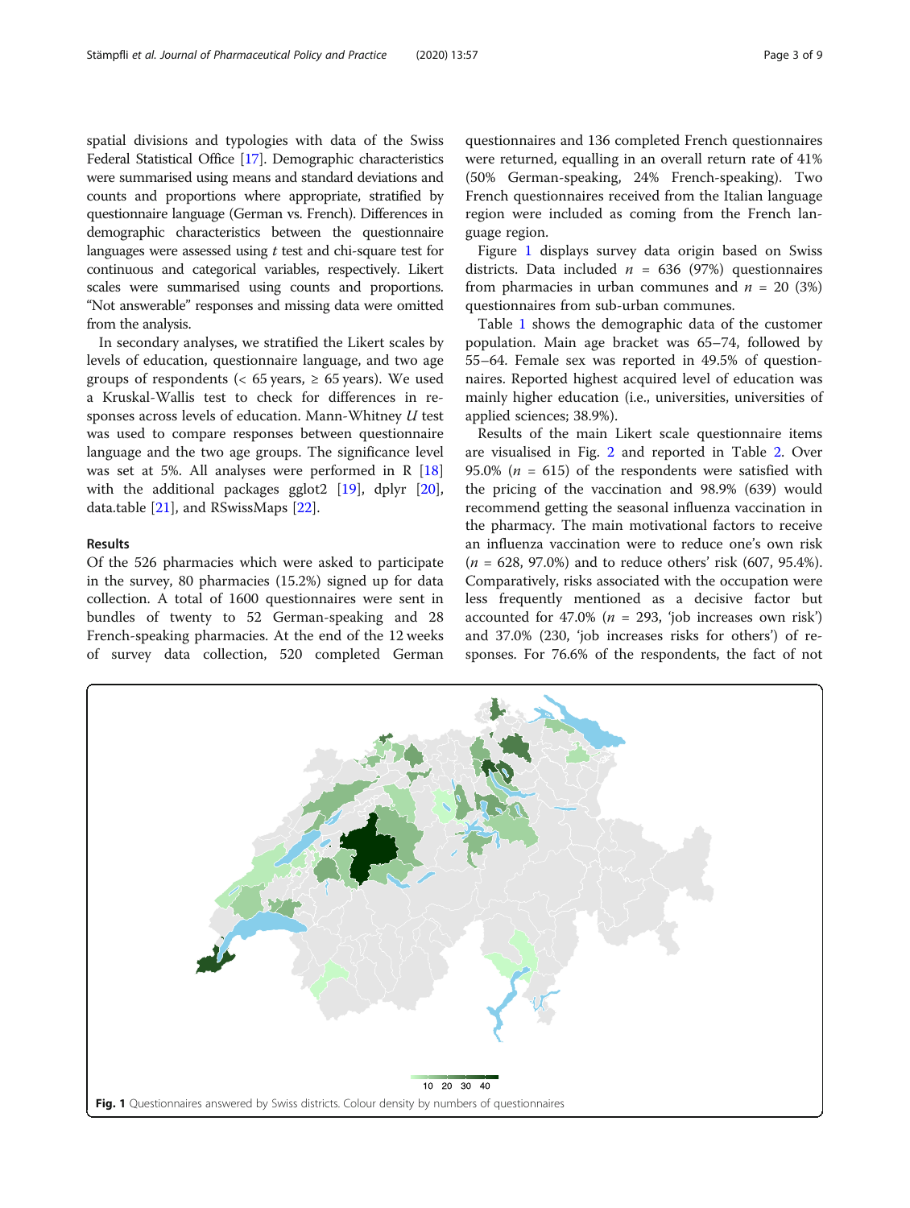spatial divisions and typologies with data of the Swiss Federal Statistical Office [17]. Demographic characteristics were summarised using means and standard deviations and counts and proportions where appropriate, stratified by questionnaire language (German vs. French). Differences in demographic characteristics between the questionnaire languages were assessed using *t* test and chi-square test for continuous and categorical variables, respectively. Likert scales were summarised using counts and proportions. "Not answerable" responses and missing data were omitted from the analysis.

In secondary analyses, we stratified the Likert scales by levels of education, questionnaire language, and two age groups of respondents (< 65 years, ≥ 65 years). We used a Kruskal-Wallis test to check for differences in responses across levels of education. Mann-Whitney *U* test was used to compare responses between questionnaire language and the two age groups. The significance level was set at 5%. All analyses were performed in R [18] with the additional packages gglot2 [19], dplyr [20], data.table [21], and RSwissMaps [22].

## Results

Of the 526 pharmacies which were asked to participate in the survey, 80 pharmacies (15.2%) signed up for data collection. A total of 1600 questionnaires were sent in bundles of twenty to 52 German-speaking and 28 French-speaking pharmacies. At the end of the 12 weeks of survey data collection, 520 completed German questionnaires and 136 completed French questionnaires were returned, equalling in an overall return rate of 41% (50% German-speaking, 24% French-speaking). Two French questionnaires received from the Italian language region were included as coming from the French language region.

Figure 1 displays survey data origin based on Swiss districts. Data included $n$ = 636 (97%) questionnaires from pharmacies in urban communes and $n$ = 20 (3%) questionnaires from sub-urban communes.

Table 1 shows the demographic data of the customer population. Main age bracket was 65–74, followed by 55–64. Female sex was reported in 49.5% of questionnaires. Reported highest acquired level of education was mainly higher education (i.e., universities, universities of applied sciences; 38.9%).

Results of the main Likert scale questionnaire items are visualised in Fig. 2 and reported in Table 2. Over 95.0% ($n$ = 615) of the respondents were satisfied with the pricing of the vaccination and 98.9% (639) would recommend getting the seasonal influenza vaccination in the pharmacy. The main motivational factors to receive an influenza vaccination were to reduce one's own risk ($n$ = 628, 97.0%) and to reduce others' risk (607, 95.4%). Comparatively, risks associated with the occupation were less frequently mentioned as a decisive factor but accounted for 47.0% ($n$ = 293, 'job increases own risk') and 37.0% (230, 'job increases risks for others') of responses. For 76.6% of the respondents, the fact of not

**Fig. 1** Questionnaires answered by Swiss districts. Colour density by numbers of questionnaires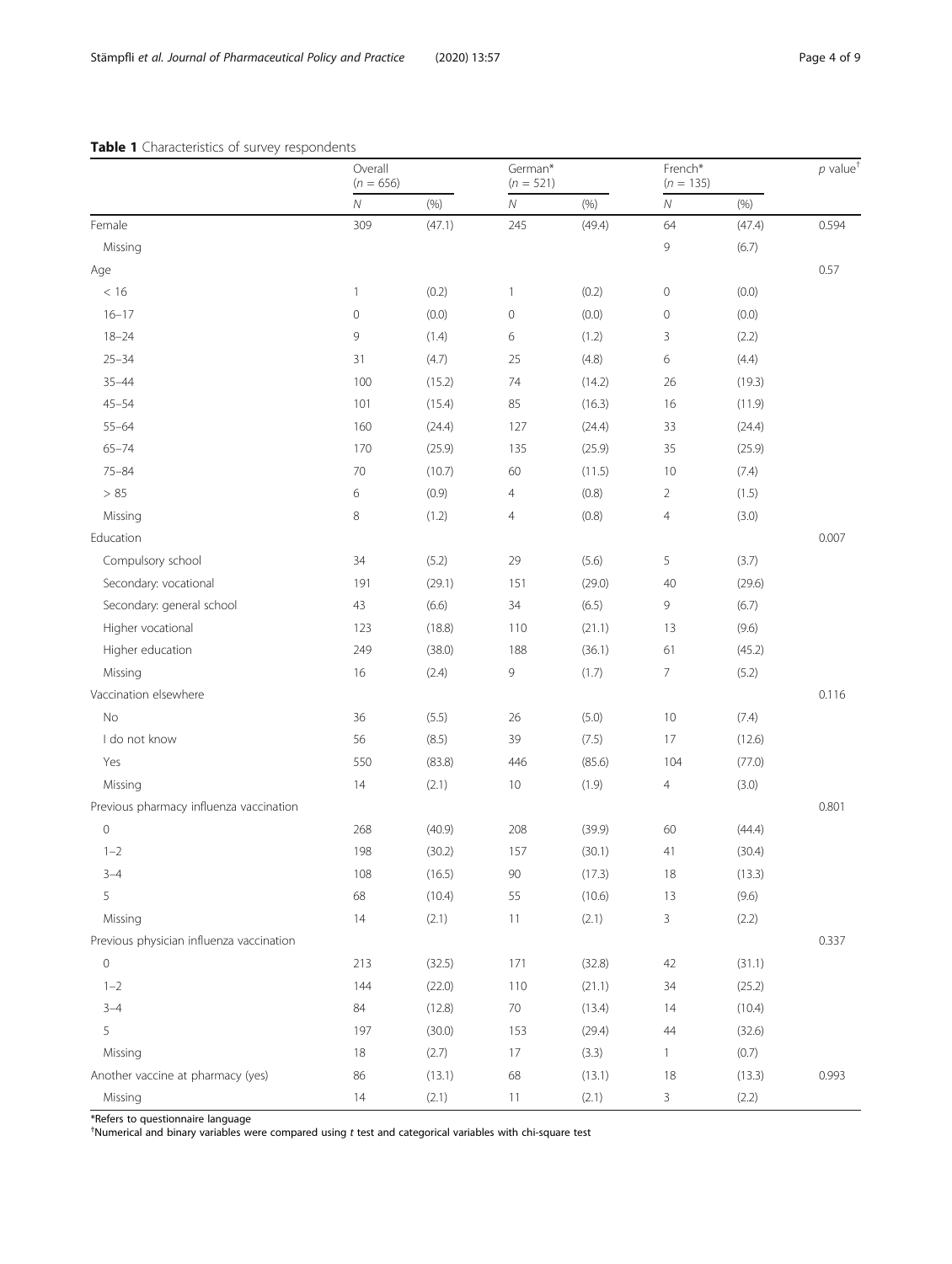**Table 1** Characteristics of survey respondents

| | Overall ($n$ = 656) | | German* ($n$ = 521) | | French* ($n$ = 135) | | $p$ value[†] |
|---|---|---|---|---|---|---|---|
| | $N$ | (%) | $N$ | (%) | $N$ | (%) | |
| Female | 309 | (47.1) | 245 | (49.4) | 64 | (47.4) | 0.594 |
| Missing | | | | | 9 | (6.7) | |
| Age | | | | | | | 0.57 |
| < 16 | 1 | (0.2) | 1 | (0.2) | 0 | (0.0) | |
| 16–17 | 0 | (0.0) | 0 | (0.0) | 0 | (0.0) | |
| 18–24 | 9 | (1.4) | 6 | (1.2) | 3 | (2.2) | |
| 25–34 | 31 | (4.7) | 25 | (4.8) | 6 | (4.4) | |
| 35–44 | 100 | (15.2) | 74 | (14.2) | 26 | (19.3) | |
| 45–54 | 101 | (15.4) | 85 | (16.3) | 16 | (11.9) | |
| 55–64 | 160 | (24.4) | 127 | (24.4) | 33 | (24.4) | |
| 65–74 | 170 | (25.9) | 135 | (25.9) | 35 | (25.9) | |
| 75–84 | 70 | (10.7) | 60 | (11.5) | 10 | (7.4) | |
| > 85 | 6 | (0.9) | 4 | (0.8) | 2 | (1.5) | |
| Missing | 8 | (1.2) | 4 | (0.8) | 4 | (3.0) | |
| Education | | | | | | | 0.007 |
| Compulsory school | 34 | (5.2) | 29 | (5.6) | 5 | (3.7) | |
| Secondary: vocational | 191 | (29.1) | 151 | (29.0) | 40 | (29.6) | |
| Secondary: general school | 43 | (6.6) | 34 | (6.5) | 9 | (6.7) | |
| Higher vocational | 123 | (18.8) | 110 | (21.1) | 13 | (9.6) | |
| Higher education | 249 | (38.0) | 188 | (36.1) | 61 | (45.2) | |
| Missing | 16 | (2.4) | 9 | (1.7) | 7 | (5.2) | |
| Vaccination elsewhere | | | | | | | 0.116 |
| No | 36 | (5.5) | 26 | (5.0) | 10 | (7.4) | |
| I do not know | 56 | (8.5) | 39 | (7.5) | 17 | (12.6) | |
| Yes | 550 | (83.8) | 446 | (85.6) | 104 | (77.0) | |
| Missing | 14 | (2.1) | 10 | (1.9) | 4 | (3.0) | |
| Previous pharmacy influenza vaccination | | | | | | | 0.801 |
| 0 | 268 | (40.9) | 208 | (39.9) | 60 | (44.4) | |
| 1–2 | 198 | (30.2) | 157 | (30.1) | 41 | (30.4) | |
| 3–4 | 108 | (16.5) | 90 | (17.3) | 18 | (13.3) | |
| 5 | 68 | (10.4) | 55 | (10.6) | 13 | (9.6) | |
| Missing | 14 | (2.1) | 11 | (2.1) | 3 | (2.2) | |
| Previous physician influenza vaccination | | | | | | | 0.337 |
| 0 | 213 | (32.5) | 171 | (32.8) | 42 | (31.1) | |
| 1–2 | 144 | (22.0) | 110 | (21.1) | 34 | (25.2) | |
| 3–4 | 84 | (12.8) | 70 | (13.4) | 14 | (10.4) | |
| 5 | 197 | (30.0) | 153 | (29.4) | 44 | (32.6) | |
| Missing | 18 | (2.7) | 17 | (3.3) | 1 | (0.7) | |
| Another vaccine at pharmacy (yes) | 86 | (13.1) | 68 | (13.1) | 18 | (13.3) | 0.993 |
| Missing | 14 | (2.1) | 11 | (2.1) | 3 | (2.2) | |

*Refers to questionnaire language
[†]Numerical and binary variables were compared using $t$ test and categorical variables with chi-square test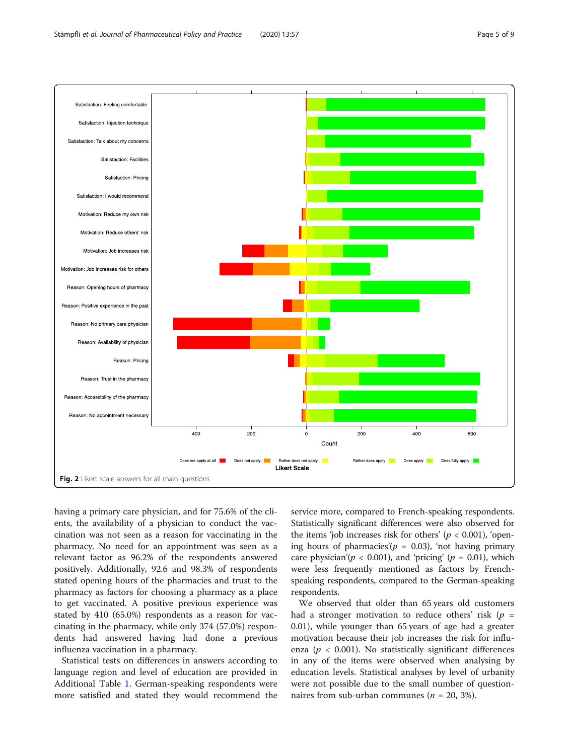Fig. 2 Likert scale answers for all main questions

having a primary care physician, and for 75.6% of the clients, the availability of a physician to conduct the vaccination was not seen as a reason for vaccinating in the pharmacy. No need for an appointment was seen as a relevant factor as 96.2% of the respondents answered positively. Additionally, 92.6 and 98.3% of respondents stated opening hours of the pharmacies and trust to the pharmacy as factors for choosing a pharmacy as a place to get vaccinated. A positive previous experience was stated by 410 (65.0%) respondents as a reason for vaccinating in the pharmacy, while only 374 (57.0%) respondents had answered having had done a previous influenza vaccination in a pharmacy.

Statistical tests on differences in answers according to language region and level of education are provided in Additional Table 1. German-speaking respondents were more satisfied and stated they would recommend the service more, compared to French-speaking respondents. Statistically significant differences were also observed for the items 'job increases risk for others' ($p < 0.001$), 'opening hours of pharmacies' ($p = 0.03$), 'not having primary care physician' ($p < 0.001$), and 'pricing' ($p = 0.01$), which were less frequently mentioned as factors by French-speaking respondents, compared to the German-speaking respondents.

We observed that older than 65 years old customers had a stronger motivation to reduce others' risk ($p = 0.01$), while younger than 65 years of age had a greater motivation because their job increases the risk for influenza ($p < 0.001$). No statistically significant differences in any of the items were observed when analysing by education levels. Statistical analyses by level of urbanity were not possible due to the small number of questionnaires from sub-urban communes ($n = 20$, 3%).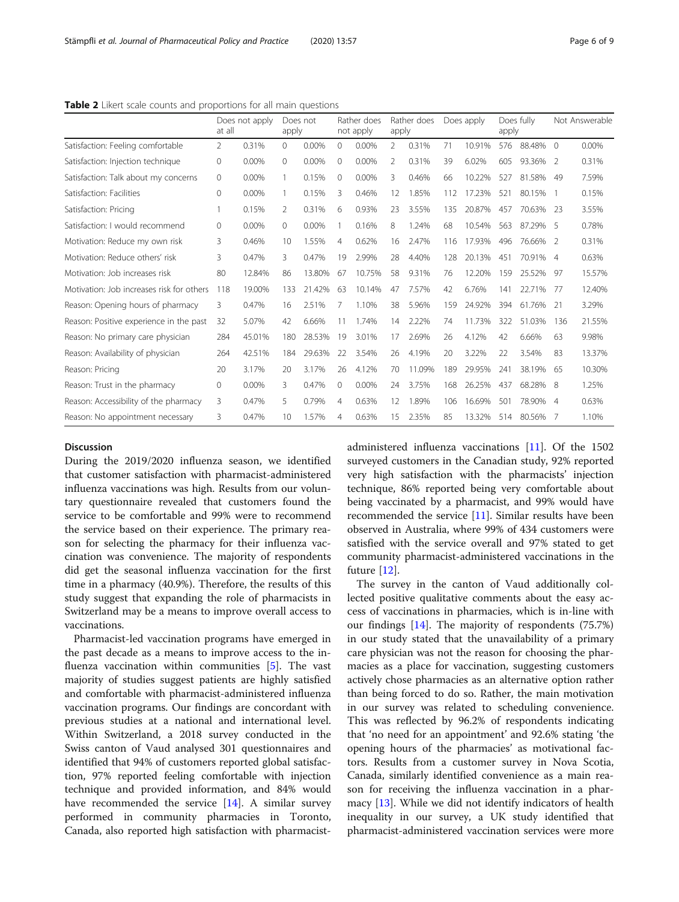**Table 2** Likert scale counts and proportions for all main questions

| | Does not apply at all | | Does not apply | | Rather does not apply | | Rather does apply | | Does apply | | Does fully apply | | Not Answerable | |
|---|---|---|---|---|---|---|---|---|---|---|---|---|---|---|
| Satisfaction: Feeling comfortable | 2 | 0.31% | 0 | 0.00% | 0 | 0.00% | 2 | 0.31% | 71 | 10.91% | 576 | 88.48% | 0 | 0.00% |
| Satisfaction: Injection technique | 0 | 0.00% | 0 | 0.00% | 0 | 0.00% | 2 | 0.31% | 39 | 6.02% | 605 | 93.36% | 2 | 0.31% |
| Satisfaction: Talk about my concerns | 0 | 0.00% | 1 | 0.15% | 0 | 0.00% | 3 | 0.46% | 66 | 10.22% | 527 | 81.58% | 49 | 7.59% |
| Satisfaction: Facilities | 0 | 0.00% | 1 | 0.15% | 3 | 0.46% | 12 | 1.85% | 112 | 17.23% | 521 | 80.15% | 1 | 0.15% |
| Satisfaction: Pricing | 1 | 0.15% | 2 | 0.31% | 6 | 0.93% | 23 | 3.55% | 135 | 20.87% | 457 | 70.63% | 23 | 3.55% |
| Satisfaction: I would recommend | 0 | 0.00% | 0 | 0.00% | 1 | 0.16% | 8 | 1.24% | 68 | 10.54% | 563 | 87.29% | 5 | 0.78% |
| Motivation: Reduce my own risk | 3 | 0.46% | 10 | 1.55% | 4 | 0.62% | 16 | 2.47% | 116 | 17.93% | 496 | 76.66% | 2 | 0.31% |
| Motivation: Reduce others' risk | 3 | 0.47% | 3 | 0.47% | 19 | 2.99% | 28 | 4.40% | 128 | 20.13% | 451 | 70.91% | 4 | 0.63% |
| Motivation: Job increases risk | 80 | 12.84% | 86 | 13.80% | 67 | 10.75% | 58 | 9.31% | 76 | 12.20% | 159 | 25.52% | 97 | 15.57% |
| Motivation: Job increases risk for others | 118 | 19.00% | 133 | 21.42% | 63 | 10.14% | 47 | 7.57% | 42 | 6.76% | 141 | 22.71% | 77 | 12.40% |
| Reason: Opening hours of pharmacy | 3 | 0.47% | 16 | 2.51% | 7 | 1.10% | 38 | 5.96% | 159 | 24.92% | 394 | 61.76% | 21 | 3.29% |
| Reason: Positive experience in the past | 32 | 5.07% | 42 | 6.66% | 11 | 1.74% | 14 | 2.22% | 74 | 11.73% | 322 | 51.03% | 136 | 21.55% |
| Reason: No primary care physician | 284 | 45.01% | 180 | 28.53% | 19 | 3.01% | 17 | 2.69% | 26 | 4.12% | 42 | 6.66% | 63 | 9.98% |
| Reason: Availability of physician | 264 | 42.51% | 184 | 29.63% | 22 | 3.54% | 26 | 4.19% | 20 | 3.22% | 22 | 3.54% | 83 | 13.37% |
| Reason: Pricing | 20 | 3.17% | 20 | 3.17% | 26 | 4.12% | 70 | 11.09% | 189 | 29.95% | 241 | 38.19% | 65 | 10.30% |
| Reason: Trust in the pharmacy | 0 | 0.00% | 3 | 0.47% | 0 | 0.00% | 24 | 3.75% | 168 | 26.25% | 437 | 68.28% | 8 | 1.25% |
| Reason: Accessibility of the pharmacy | 3 | 0.47% | 5 | 0.79% | 4 | 0.63% | 12 | 1.89% | 106 | 16.69% | 501 | 78.90% | 4 | 0.63% |
| Reason: No appointment necessary | 3 | 0.47% | 10 | 1.57% | 4 | 0.63% | 15 | 2.35% | 85 | 13.32% | 514 | 80.56% | 7 | 1.10% |

## Discussion

During the 2019/2020 influenza season, we identified that customer satisfaction with pharmacist-administered influenza vaccinations was high. Results from our voluntary questionnaire revealed that customers found the service to be comfortable and 99% were to recommend the service based on their experience. The primary reason for selecting the pharmacy for their influenza vaccination was convenience. The majority of respondents did get the seasonal influenza vaccination for the first time in a pharmacy (40.9%). Therefore, the results of this study suggest that expanding the role of pharmacists in Switzerland may be a means to improve overall access to vaccinations.

Pharmacist-led vaccination programs have emerged in the past decade as a means to improve access to the influenza vaccination within communities [5]. The vast majority of studies suggest patients are highly satisfied and comfortable with pharmacist-administered influenza vaccination programs. Our findings are concordant with previous studies at a national and international level. Within Switzerland, a 2018 survey conducted in the Swiss canton of Vaud analysed 301 questionnaires and identified that 94% of customers reported global satisfaction, 97% reported feeling comfortable with injection technique and provided information, and 84% would have recommended the service [14]. A similar survey performed in community pharmacies in Toronto, Canada, also reported high satisfaction with pharmacist-administered influenza vaccinations [11]. Of the 1502 surveyed customers in the Canadian study, 92% reported very high satisfaction with the pharmacists' injection technique, 86% reported being very comfortable about being vaccinated by a pharmacist, and 99% would have recommended the service [11]. Similar results have been observed in Australia, where 99% of 434 customers were satisfied with the service overall and 97% stated to get community pharmacist-administered vaccinations in the future [12].

The survey in the canton of Vaud additionally collected positive qualitative comments about the easy access of vaccinations in pharmacies, which is in-line with our findings [14]. The majority of respondents (75.7%) in our study stated that the unavailability of a primary care physician was not the reason for choosing the pharmacies as a place for vaccination, suggesting customers actively chose pharmacies as an alternative option rather than being forced to do so. Rather, the main motivation in our survey was related to scheduling convenience. This was reflected by 96.2% of respondents indicating that 'no need for an appointment' and 92.6% stating 'the opening hours of the pharmacies' as motivational factors. Results from a customer survey in Nova Scotia, Canada, similarly identified convenience as a main reason for receiving the influenza vaccination in a pharmacy [13]. While we did not identify indicators of health inequality in our survey, a UK study identified that pharmacist-administered vaccination services were more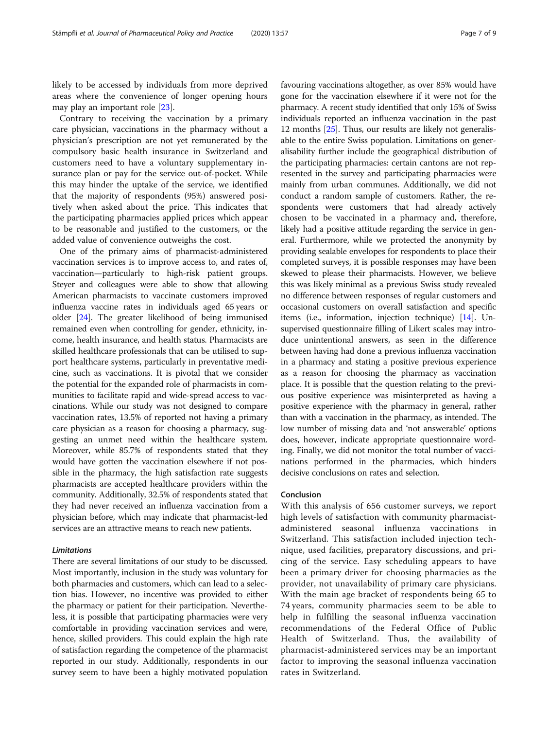likely to be accessed by individuals from more deprived areas where the convenience of longer opening hours may play an important role [23].

Contrary to receiving the vaccination by a primary care physician, vaccinations in the pharmacy without a physician's prescription are not yet remunerated by the compulsory basic health insurance in Switzerland and customers need to have a voluntary supplementary insurance plan or pay for the service out-of-pocket. While this may hinder the uptake of the service, we identified that the majority of respondents (95%) answered positively when asked about the price. This indicates that the participating pharmacies applied prices which appear to be reasonable and justified to the customers, or the added value of convenience outweighs the cost.

One of the primary aims of pharmacist-administered vaccination services is to improve access to, and rates of, vaccination—particularly to high-risk patient groups. Steyer and colleagues were able to show that allowing American pharmacists to vaccinate customers improved influenza vaccine rates in individuals aged 65 years or older [24]. The greater likelihood of being immunised remained even when controlling for gender, ethnicity, income, health insurance, and health status. Pharmacists are skilled healthcare professionals that can be utilised to support healthcare systems, particularly in preventative medicine, such as vaccinations. It is pivotal that we consider the potential for the expanded role of pharmacists in communities to facilitate rapid and wide-spread access to vaccinations. While our study was not designed to compare vaccination rates, 13.5% of reported not having a primary care physician as a reason for choosing a pharmacy, suggesting an unmet need within the healthcare system. Moreover, while 85.7% of respondents stated that they would have gotten the vaccination elsewhere if not possible in the pharmacy, the high satisfaction rate suggests pharmacists are accepted healthcare providers within the community. Additionally, 32.5% of respondents stated that they had never received an influenza vaccination from a physician before, which may indicate that pharmacist-led services are an attractive means to reach new patients.

### *Limitations*

There are several limitations of our study to be discussed. Most importantly, inclusion in the study was voluntary for both pharmacies and customers, which can lead to a selection bias. However, no incentive was provided to either the pharmacy or patient for their participation. Nevertheless, it is possible that participating pharmacies were very comfortable in providing vaccination services and were, hence, skilled providers. This could explain the high rate of satisfaction regarding the competence of the pharmacist reported in our study. Additionally, respondents in our survey seem to have been a highly motivated population favouring vaccinations altogether, as over 85% would have gone for the vaccination elsewhere if it were not for the pharmacy. A recent study identified that only 15% of Swiss individuals reported an influenza vaccination in the past 12 months [25]. Thus, our results are likely not generalisable to the entire Swiss population. Limitations on generalisability further include the geographical distribution of the participating pharmacies: certain cantons are not represented in the survey and participating pharmacies were mainly from urban communes. Additionally, we did not conduct a random sample of customers. Rather, the respondents were customers that had already actively chosen to be vaccinated in a pharmacy and, therefore, likely had a positive attitude regarding the service in general. Furthermore, while we protected the anonymity by providing sealable envelopes for respondents to place their completed surveys, it is possible responses may have been skewed to please their pharmacists. However, we believe this was likely minimal as a previous Swiss study revealed no difference between responses of regular customers and occasional customers on overall satisfaction and specific items (i.e., information, injection technique) [14]. Unsupervised questionnaire filling of Likert scales may introduce unintentional answers, as seen in the difference between having had done a previous influenza vaccination in a pharmacy and stating a positive previous experience as a reason for choosing the pharmacy as vaccination place. It is possible that the question relating to the previous positive experience was misinterpreted as having a positive experience with the pharmacy in general, rather than with a vaccination in the pharmacy, as intended. The low number of missing data and 'not answerable' options does, however, indicate appropriate questionnaire wording. Finally, we did not monitor the total number of vaccinations performed in the pharmacies, which hinders decisive conclusions on rates and selection.

## Conclusion

With this analysis of 656 customer surveys, we report high levels of satisfaction with community pharmacist-administered seasonal influenza vaccinations in Switzerland. This satisfaction included injection technique, used facilities, preparatory discussions, and pricing of the service. Easy scheduling appears to have been a primary driver for choosing pharmacies as the provider, not unavailability of primary care physicians. With the main age bracket of respondents being 65 to 74 years, community pharmacies seem to be able to help in fulfilling the seasonal influenza vaccination recommendations of the Federal Office of Public Health of Switzerland. Thus, the availability of pharmacist-administered services may be an important factor to improving the seasonal influenza vaccination rates in Switzerland.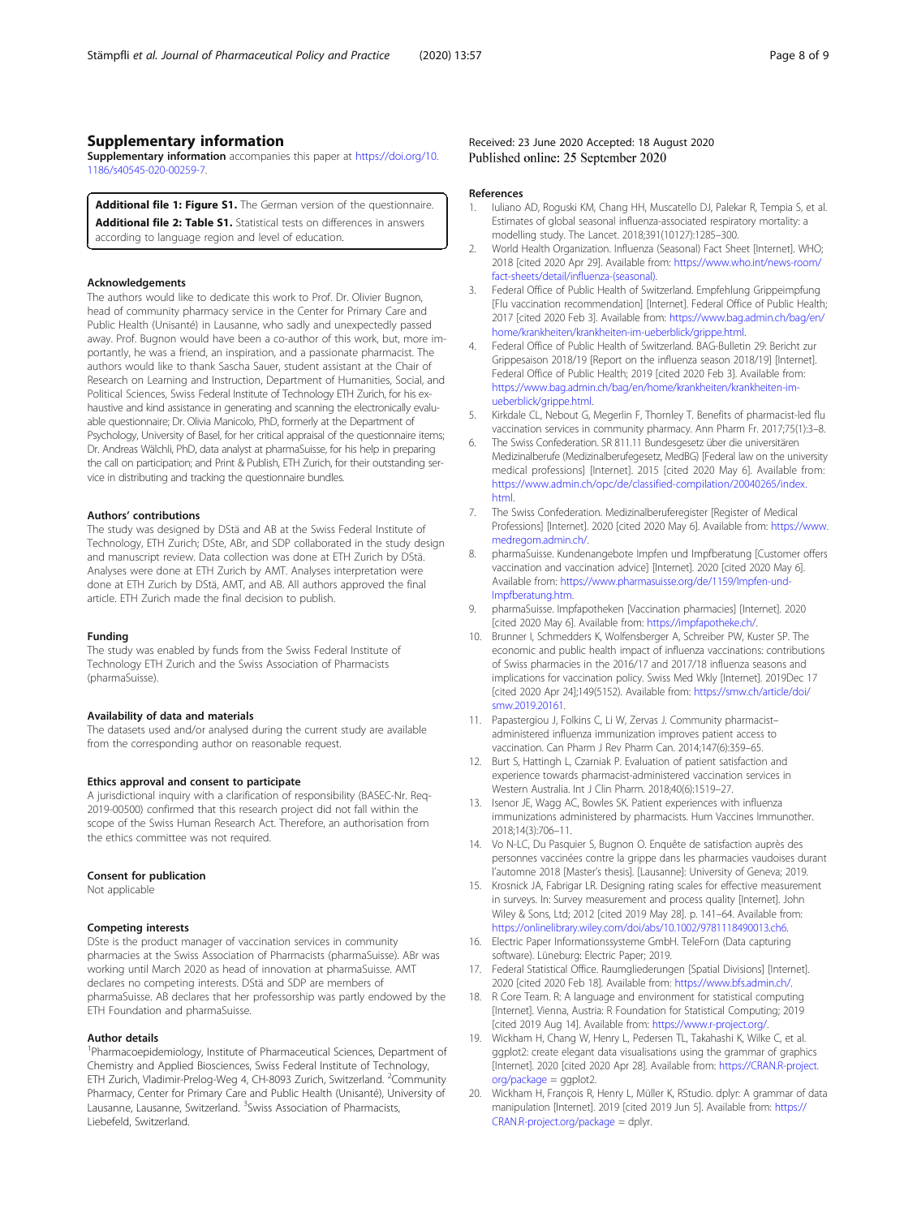## Supplementary information

**Supplementary information** accompanies this paper at https://doi.org/10.1186/s40545-020-00259-7.

**Additional file 1: Figure S1.** The German version of the questionnaire.
**Additional file 2: Table S1.** Statistical tests on differences in answers according to language region and level of education.

### Acknowledgements

The authors would like to dedicate this work to Prof. Dr. Olivier Bugnon, head of community pharmacy service in the Center for Primary Care and Public Health (Unisanté) in Lausanne, who sadly and unexpectedly passed away. Prof. Bugnon would have been a co-author of this work, but, more importantly, he was a friend, an inspiration, and a passionate pharmacist. The authors would like to thank Sascha Sauer, student assistant at the Chair of Research on Learning and Instruction, Department of Humanities, Social, and Political Sciences, Swiss Federal Institute of Technology ETH Zurich, for his exhaustive and kind assistance in generating and scanning the electronically evaluable questionnaire; Dr. Olivia Manicolo, PhD, formerly at the Department of Psychology, University of Basel, for her critical appraisal of the questionnaire items; Dr. Andreas Wälchli, PhD, data analyst at pharmaSuisse, for his help in preparing the call on participation; and Print & Publish, ETH Zurich, for their outstanding service in distributing and tracking the questionnaire bundles.

### Authors' contributions

The study was designed by DStä and AB at the Swiss Federal Institute of Technology, ETH Zurich; DSte, ABr, and SDP collaborated in the study design and manuscript review. Data collection was done at ETH Zurich by DStä. Analyses were done at ETH Zurich by AMT. Analyses interpretation were done at ETH Zurich by DStä, AMT, and AB. All authors approved the final article. ETH Zurich made the final decision to publish.

### Funding

The study was enabled by funds from the Swiss Federal Institute of Technology ETH Zurich and the Swiss Association of Pharmacists (pharmaSuisse).

### Availability of data and materials

The datasets used and/or analysed during the current study are available from the corresponding author on reasonable request.

### Ethics approval and consent to participate

A jurisdictional inquiry with a clarification of responsibility (BASEC-Nr. Req-2019-00500) confirmed that this research project did not fall within the scope of the Swiss Human Research Act. Therefore, an authorisation from the ethics committee was not required.

### Consent for publication

Not applicable

### Competing interests

DSte is the product manager of vaccination services in community pharmacies at the Swiss Association of Pharmacists (pharmaSuisse). ABr was working until March 2020 as head of innovation at pharmaSuisse. AMT declares no competing interests. DStä and SDP are members of pharmaSuisse. AB declares that her professorship was partly endowed by the ETH Foundation and pharmaSuisse.

### Author details

[1]Pharmacoepidemiology, Institute of Pharmaceutical Sciences, Department of Chemistry and Applied Biosciences, Swiss Federal Institute of Technology, ETH Zurich, Vladimir-Prelog-Weg 4, CH-8093 Zurich, Switzerland. [2]Community Pharmacy, Center for Primary Care and Public Health (Unisanté), University of Lausanne, Lausanne, Switzerland. [3]Swiss Association of Pharmacists, Liebefeld, Switzerland.

Received: 23 June 2020 Accepted: 18 August 2020
Published online: 25 September 2020

### References

1. Iuliano AD, Roguski KM, Chang HH, Muscatello DJ, Palekar R, Tempia S, et al. Estimates of global seasonal influenza-associated respiratory mortality: a modelling study. The Lancet. 2018;391(10127):1285–300.
2. World Health Organization. Influenza (Seasonal) Fact Sheet [Internet]. WHO; 2018 [cited 2020 Apr 29]. Available from: https://www.who.int/news-room/fact-sheets/detail/influenza-(seasonal).
3. Federal Office of Public Health of Switzerland. Empfehlung Grippeimpfung [Flu vaccination recommendation] [Internet]. Federal Office of Public Health; 2017 [cited 2020 Feb 3]. Available from: https://www.bag.admin.ch/bag/en/home/krankheiten/krankheiten-im-ueberblick/grippe.html.
4. Federal Office of Public Health of Switzerland. BAG-Bulletin 29: Bericht zur Grippesaison 2018/19 [Report on the influenza season 2018/19] [Internet]. Federal Office of Public Health; 2019 [cited 2020 Feb 3]. Available from: https://www.bag.admin.ch/bag/en/home/krankheiten/krankheiten-im-ueberblick/grippe.html.
5. Kirkdale CL, Nebout G, Megerlin F, Thornley T. Benefits of pharmacist-led flu vaccination services in community pharmacy. Ann Pharm Fr. 2017;75(1):3–8.
6. The Swiss Confederation. SR 811.11 Bundesgesetz über die universitären Medizinalberufe (Medizinalberufegesetz, MedBG) [Federal law on the university medical professions] [Internet]. 2015 [cited 2020 May 6]. Available from: https://www.admin.ch/opc/de/classified-compilation/20040265/index.html.
7. The Swiss Confederation. Medizinalberuferegister [Register of Medical Professions] [Internet]. 2020 [cited 2020 May 6]. Available from: https://www.medregom.admin.ch/.
8. pharmaSuisse. Kundenangebote Impfen und Impfberatung [Customer offers vaccination and vaccination advice] [Internet]. 2020 [cited 2020 May 6]. Available from: https://www.pharmasuisse.org/de/1159/Impfen-und-Impfberatung.htm.
9. pharmaSuisse. Impfapotheken [Vaccination pharmacies] [Internet]. 2020 [cited 2020 May 6]. Available from: https://impfapotheke.ch/.
10. Brunner I, Schmedders K, Wolfensberger A, Schreiber PW, Kuster SP. The economic and public health impact of influenza vaccinations: contributions of Swiss pharmacies in the 2016/17 and 2017/18 influenza seasons and implications for vaccination policy. Swiss Med Wkly [Internet]. 2019Dec 17 [cited 2020 Apr 24];149(5152). Available from: https://smw.ch/article/doi/smw.2019.20161.
11. Papastergiou J, Folkins C, Li W, Zervas J. Community pharmacist–administered influenza immunization improves patient access to vaccination. Can Pharm J Rev Pharm Can. 2014;147(6):359–65.
12. Burt S, Hattingh L, Czarniak P. Evaluation of patient satisfaction and experience towards pharmacist-administered vaccination services in Western Australia. Int J Clin Pharm. 2018;40(6):1519–27.
13. Isenor JE, Wagg AC, Bowles SK. Patient experiences with influenza immunizations administered by pharmacists. Hum Vaccines Immunother. 2018;14(3):706–11.
14. Vo N-LC, Du Pasquier S, Bugnon O. Enquête de satisfaction auprès des personnes vaccinées contre la grippe dans les pharmacies vaudoises durant l'automne 2018 [Master's thesis]. [Lausanne]: University of Geneva; 2019.
15. Krosnick JA, Fabrigar LR. Designing rating scales for effective measurement in surveys. In: Survey measurement and process quality [Internet]. John Wiley & Sons, Ltd; 2012 [cited 2019 May 28]. p. 141–64. Available from: https://onlinelibrary.wiley.com/doi/abs/10.1002/9781118490013.ch6.
16. Electric Paper Informationssysteme GmbH. TeleForn (Data capturing software). Lüneburg: Electric Paper; 2019.
17. Federal Statistical Office. Raumgliederungen [Spatial Divisions] [Internet]. 2020 [cited 2020 Feb 18]. Available from: https://www.bfs.admin.ch/.
18. R Core Team. R: A language and environment for statistical computing [Internet]. Vienna, Austria: R Foundation for Statistical Computing; 2019 [cited 2019 Aug 14]. Available from: https://www.r-project.org/.
19. Wickham H, Chang W, Henry L, Pedersen TL, Takahashi K, Wilke C, et al. ggplot2: create elegant data visualisations using the grammar of graphics [Internet]. 2020 [cited 2020 Apr 28]. Available from: https://CRAN.R-project.org/package = ggplot2.
20. Wickham H, François R, Henry L, Müller K, RStudio. dplyr: A grammar of data manipulation [Internet]. 2019 [cited 2019 Jun 5]. Available from: https://CRAN.R-project.org/package = dplyr.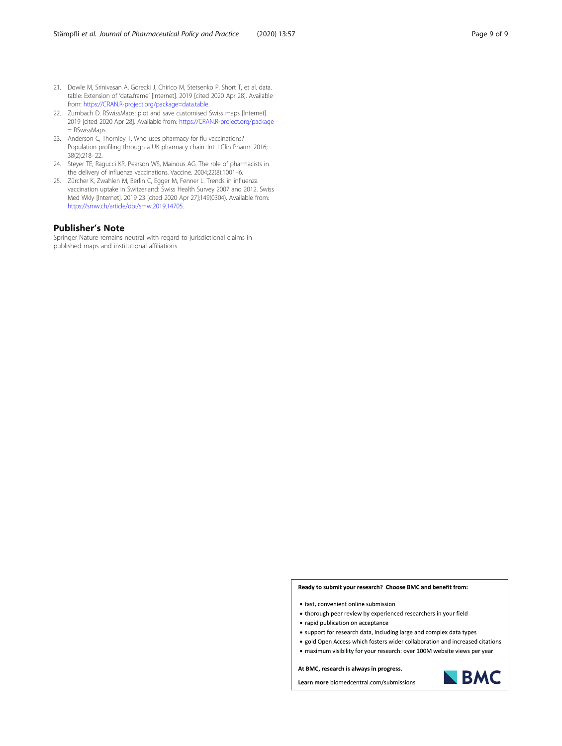21. Dowle M, Srinivasan A, Gorecki J, Chirico M, Stetsenko P, Short T, et al. data. table: Extension of 'data.frame' [Internet]. 2019 [cited 2020 Apr 28]. Available from: https://CRAN.R-project.org/package=data.table.
22. Zumbach D. RSwissMaps: plot and save customised Swiss maps [Internet]. 2019 [cited 2020 Apr 28]. Available from: https://CRAN.R-project.org/package = RSwissMaps.
23. Anderson C, Thornley T. Who uses pharmacy for flu vaccinations? Population profiling through a UK pharmacy chain. Int J Clin Pharm. 2016; 38(2):218–22.
24. Steyer TE, Ragucci KR, Pearson WS, Mainous AG. The role of pharmacists in the delivery of influenza vaccinations. Vaccine. 2004;22(8):1001–6.
25. Zürcher K, Zwahlen M, Berlin C, Egger M, Fenner L. Trends in influenza vaccination uptake in Switzerland: Swiss Health Survey 2007 and 2012. Swiss Med Wkly [Internet]. 2019 23 [cited 2020 Apr 27];149(0304). Available from: https://smw.ch/article/doi/smw.2019.14705.

## Publisher's Note

Springer Nature remains neutral with regard to jurisdictional claims in published maps and institutional affiliations.

**Ready to submit your research? Choose BMC and benefit from:**

- fast, convenient online submission
- thorough peer review by experienced researchers in your field
- rapid publication on acceptance
- support for research data, including large and complex data types
- gold Open Access which fosters wider collaboration and increased citations
- maximum visibility for your research: over 100M website views per year

**At BMC, research is always in progress.**

**Learn more** biomedcentral.com/submissions

BMC